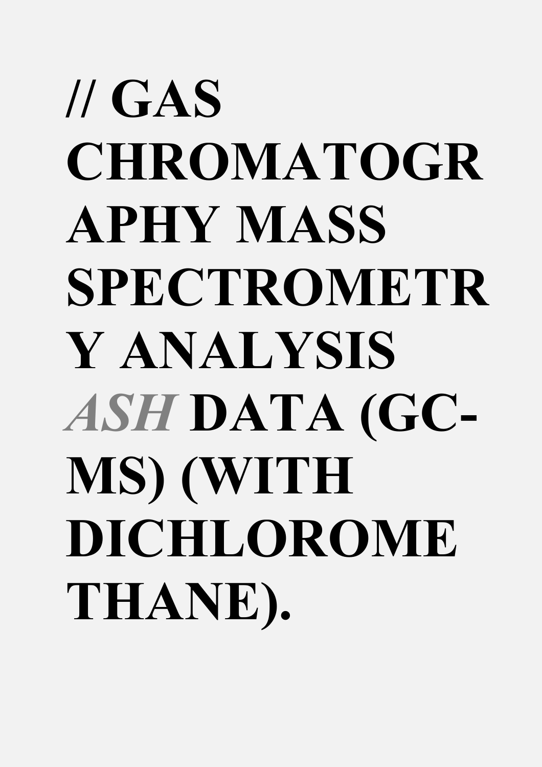# // GAS CHROMATOGRAPHY MASS SPECTROMETRY ANALYSIS *ASH* DATA (GC-MS) (WITH DICHLOROMETHANE).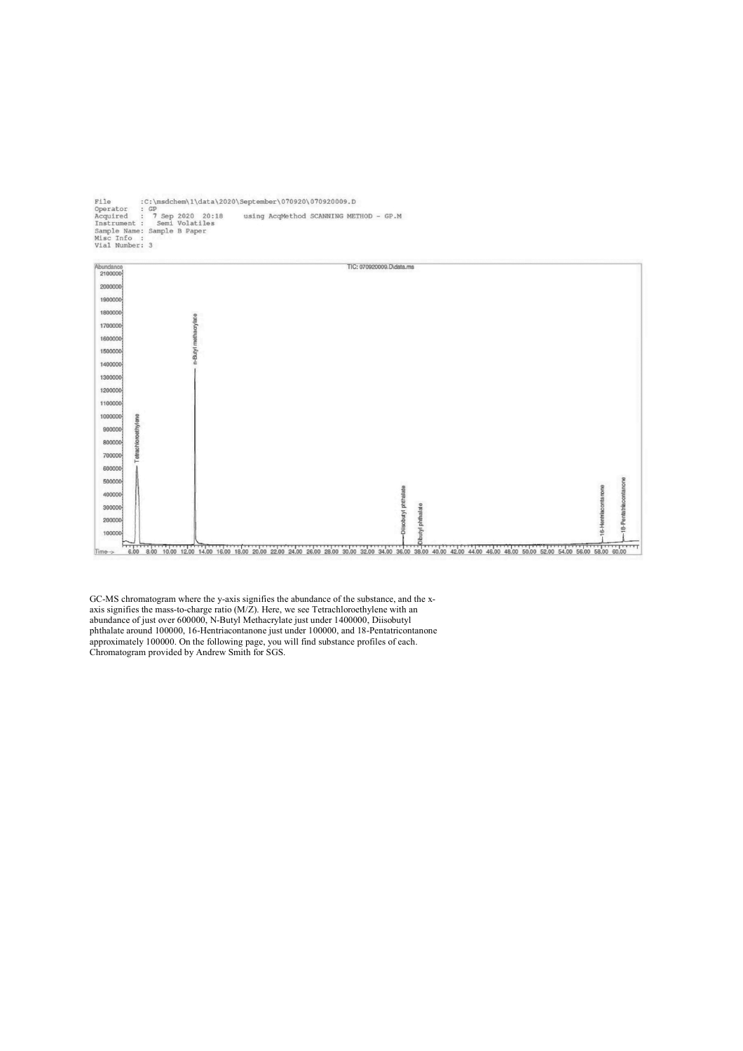```
File       :C:\msdchem\1\data\2020\September\070920\070920009.D
Operator   : GP
Acquired   :  7 Sep 2020  20:18      using AcqMethod SCANNING METHOD - GP.M
Instrument :   Semi Volatiles
Sample Name: Sample B Paper
Misc Info  :
Vial Number: 3
```

GC-MS chromatogram where the y-axis signifies the abundance of the substance, and the x-axis signifies the mass-to-charge ratio (M/Z). Here, we see Tetrachloroethylene with an abundance of just over 600000, N-Butyl Methacrylate just under 1400000, Diisobutyl phthalate around 100000, 16-Hentriacontanone just under 100000, and 18-Pentatricontanone approximately 100000. On the following page, you will find substance profiles of each. Chromatogram provided by Andrew Smith for SGS.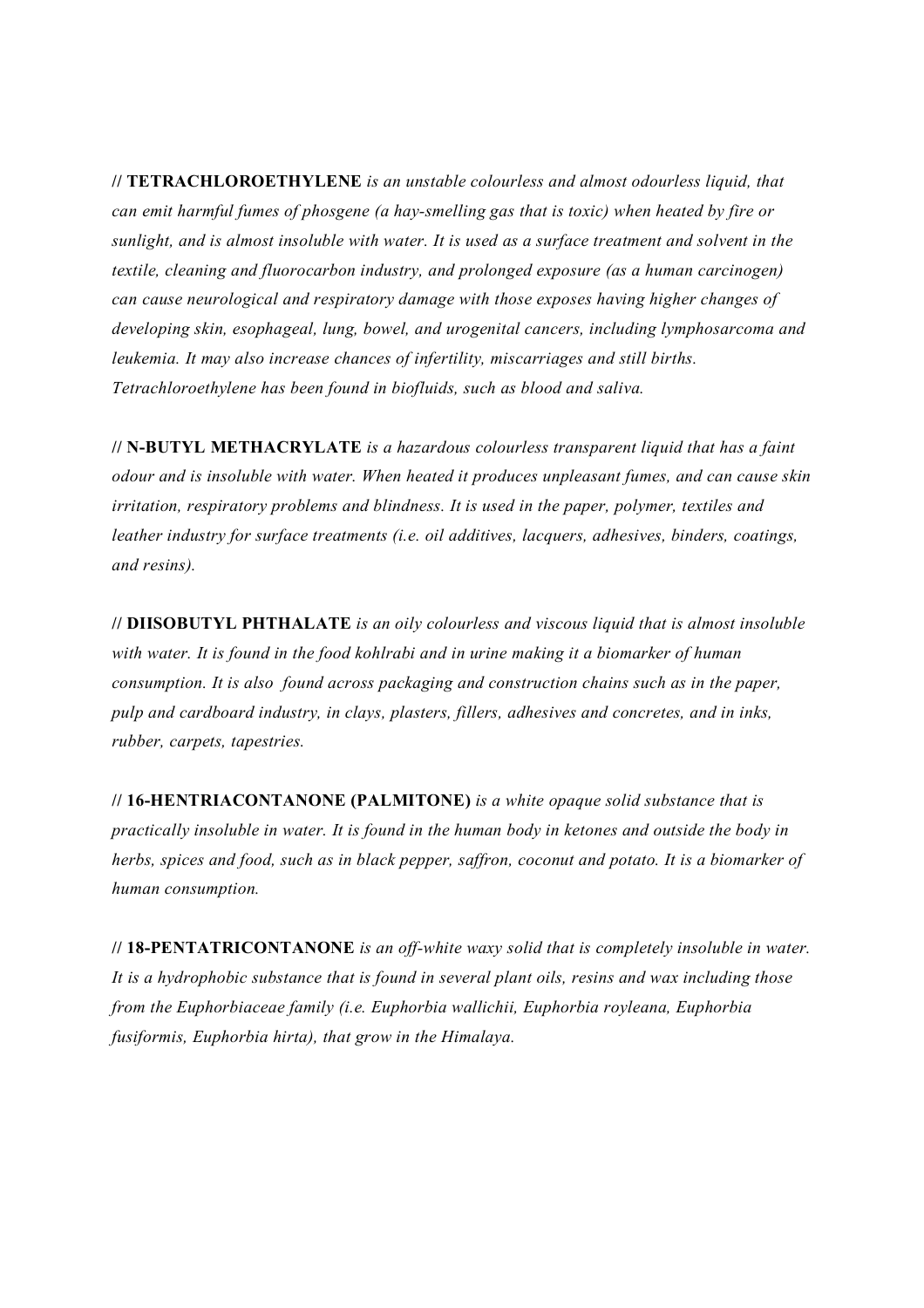// **TETRACHLOROETHYLENE** *is an unstable colourless and almost odourless liquid, that can emit harmful fumes of phosgene (a hay-smelling gas that is toxic) when heated by fire or sunlight, and is almost insoluble with water. It is used as a surface treatment and solvent in the textile, cleaning and fluorocarbon industry, and prolonged exposure (as a human carcinogen) can cause neurological and respiratory damage with those exposes having higher changes of developing skin, esophageal, lung, bowel, and urogenital cancers, including lymphosarcoma and leukemia. It may also increase chances of infertility, miscarriages and still births. Tetrachloroethylene has been found in biofluids, such as blood and saliva.*

// **N-BUTYL METHACRYLATE** *is a hazardous colourless transparent liquid that has a faint odour and is insoluble with water. When heated it produces unpleasant fumes, and can cause skin irritation, respiratory problems and blindness. It is used in the paper, polymer, textiles and leather industry for surface treatments (i.e. oil additives, lacquers, adhesives, binders, coatings, and resins).*

// **DIISOBUTYL PHTHALATE** *is an oily colourless and viscous liquid that is almost insoluble with water. It is found in the food kohlrabi and in urine making it a biomarker of human consumption. It is also found across packaging and construction chains such as in the paper, pulp and cardboard industry, in clays, plasters, fillers, adhesives and concretes, and in inks, rubber, carpets, tapestries.*

// **16-HENTRIACONTANONE (PALMITONE)** *is a white opaque solid substance that is practically insoluble in water. It is found in the human body in ketones and outside the body in herbs, spices and food, such as in black pepper, saffron, coconut and potato. It is a biomarker of human consumption.*

// **18-PENTATRICONTANONE** *is an off-white waxy solid that is completely insoluble in water. It is a hydrophobic substance that is found in several plant oils, resins and wax including those from the Euphorbiaceae family (i.e. Euphorbia wallichii, Euphorbia royleana, Euphorbia fusiformis, Euphorbia hirta), that grow in the Himalaya.*